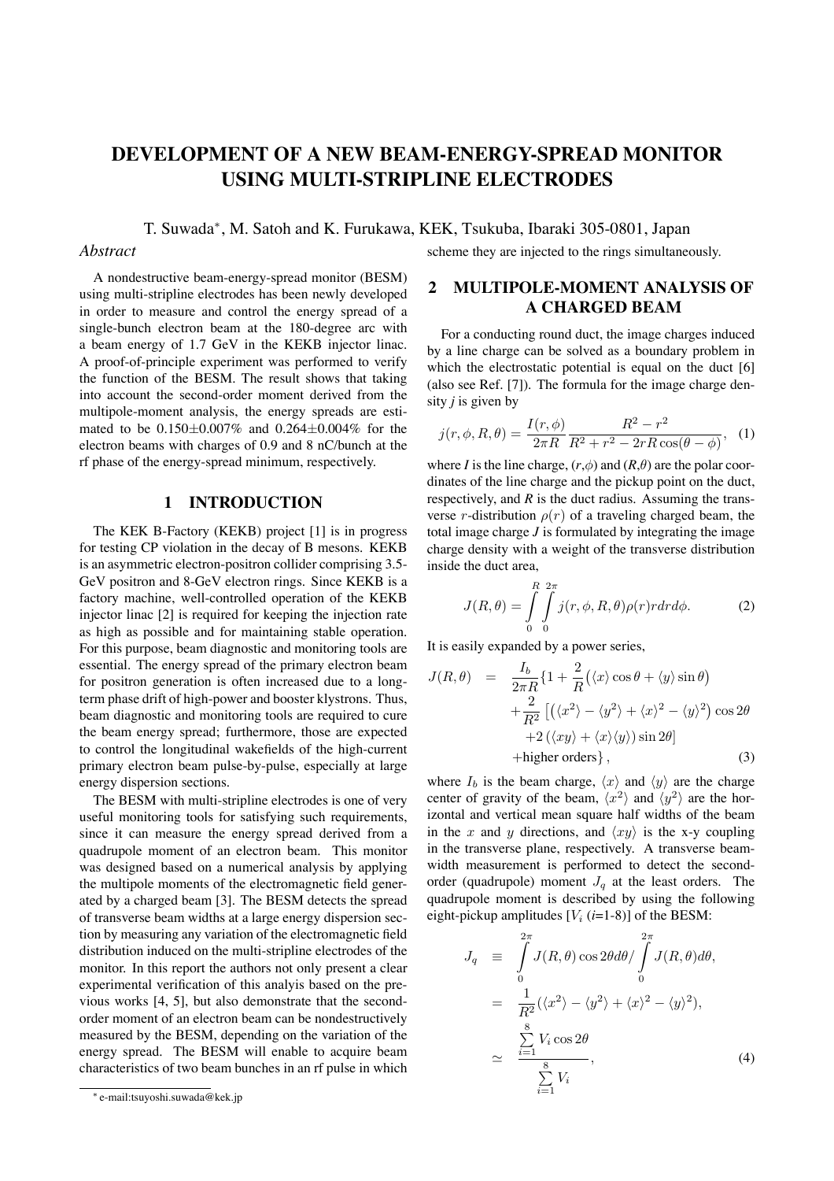# DEVELOPMENT OF A NEW BEAM-ENERGY-SPREAD MONITOR USING MULTI-STRIPLINE ELECTRODES

T. Suwada*, M. Satoh and K. Furukawa, KEK, Tsukuba, Ibaraki 305-0801, Japan

## *Abstract*

A nondestructive beam-energy-spread monitor (BESM) using multi-stripline electrodes has been newly developed in order to measure and control the energy spread of a single-bunch electron beam at the 180-degree arc with a beam energy of 1.7 GeV in the KEKB injector linac. A proof-of-principle experiment was performed to verify the function of the BESM. The result shows that taking into account the second-order moment derived from the multipole-moment analysis, the energy spreads are estimated to be 0.150±0.007% and 0.264±0.004% for the electron beams with charges of 0.9 and 8 nC/bunch at the rf phase of the energy-spread minimum, respectively.

## 1 INTRODUCTION

The KEK B-Factory (KEKB) project [1] is in progress for testing CP violation in the decay of B mesons. KEKB is an asymmetric electron-positron collider comprising 3.5-GeV positron and 8-GeV electron rings. Since KEKB is a factory machine, well-controlled operation of the KEKB injector linac [2] is required for keeping the injection rate as high as possible and for maintaining stable operation. For this purpose, beam diagnostic and monitoring tools are essential. The energy spread of the primary electron beam for positron generation is often increased due to a long-term phase drift of high-power and booster klystrons. Thus, beam diagnostic and monitoring tools are required to cure the beam energy spread; furthermore, those are expected to control the longitudinal wakefields of the high-current primary electron beam pulse-by-pulse, especially at large energy dispersion sections.

The BESM with multi-stripline electrodes is one of very useful monitoring tools for satisfying such requirements, since it can measure the energy spread derived from a quadrupole moment of an electron beam. This monitor was designed based on a numerical analysis by applying the multipole moments of the electromagnetic field generated by a charged beam [3]. The BESM detects the spread of transverse beam widths at a large energy dispersion section by measuring any variation of the electromagnetic field distribution induced on the multi-stripline electrodes of the monitor. In this report the authors not only present a clear experimental verification of this analyis based on the previous works [4, 5], but also demonstrate that the second-order moment of an electron beam can be nondestructively measured by the BESM, depending on the variation of the energy spread. The BESM will enable to acquire beam characteristics of two beam bunches in an rf pulse in which scheme they are injected to the rings simultaneously.

## 2 MULTIPOLE-MOMENT ANALYSIS OF A CHARGED BEAM

For a conducting round duct, the image charges induced by a line charge can be solved as a boundary problem in which the electrostatic potential is equal on the duct [6] (also see Ref. [7]). The formula for the image charge density *j* is given by

$$j(r,\phi,R,\theta) = \frac{I(r,\phi)}{2\pi R}\frac{R^2 - r^2}{R^2 + r^2 - 2rR\cos(\theta-\phi)}, \quad (1)$$

where *I* is the line charge, $(r,\phi)$ and $(R,\theta)$ are the polar coordinates of the line charge and the pickup point on the duct, respectively, and *R* is the duct radius. Assuming the transverse $r$-distribution $\rho(r)$ of a traveling charged beam, the total image charge *J* is formulated by integrating the image charge density with a weight of the transverse distribution inside the duct area,

$$J(R,\theta) = \int_0^R \int_0^{2\pi} j(r,\phi,R,\theta)\rho(r) r dr d\phi. \quad (2)$$

It is easily expanded by a power series,

$$\begin{aligned} J(R,\theta) &= \frac{I_b}{2\pi R}\{1 + \frac{2}{R}\left(\langle x\rangle\cos\theta + \langle y\rangle\sin\theta\right) \\ &\quad + \frac{2}{R^2}\left[\left(\langle x^2\rangle - \langle y^2\rangle + \langle x\rangle^2 - \langle y\rangle^2\right)\cos 2\theta \right. \\ &\quad \left. + 2\left(\langle xy\rangle + \langle x\rangle\langle y\rangle\right)\sin 2\theta\right] \\ &\quad + \text{higher orders}\}, \end{aligned} \quad (3)$$

where $I_b$ is the beam charge, $\langle x\rangle$ and $\langle y\rangle$ are the charge center of gravity of the beam, $\langle x^2\rangle$ and $\langle y^2\rangle$ are the horizontal and vertical mean square half widths of the beam in the $x$ and $y$ directions, and $\langle xy\rangle$ is the x-y coupling in the transverse plane, respectively. A transverse beam-width measurement is performed to detect the second-order (quadrupole) moment $J_q$ at the least orders. The quadrupole moment is described by using the following eight-pickup amplitudes [$V_i$ (*i*=1-8)] of the BESM:

$$\begin{aligned} J_q &\equiv \int_0^{2\pi} J(R,\theta)\cos 2\theta d\theta / \int_0^{2\pi} J(R,\theta) d\theta, \\ &= \frac{1}{R^2}(\langle x^2\rangle - \langle y^2\rangle + \langle x\rangle^2 - \langle y\rangle^2), \\ &\simeq \frac{\sum_{i=1}^{8} V_i \cos 2\theta}{\sum_{i=1}^{8} V_i}, \end{aligned} \quad (4)$$

* e-mail:tsuyoshi.suwada@kek.jp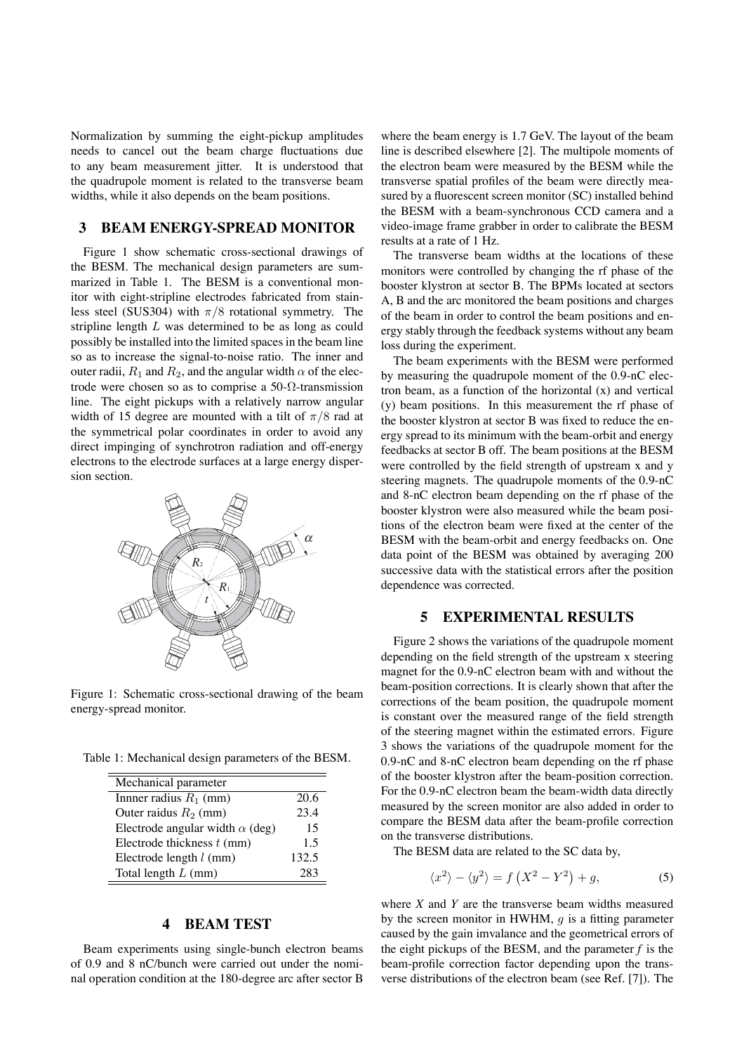Normalization by summing the eight-pickup amplitudes needs to cancel out the beam charge fluctuations due to any beam measurement jitter. It is understood that the quadrupole moment is related to the transverse beam widths, while it also depends on the beam positions.

## 3 BEAM ENERGY-SPREAD MONITOR

Figure 1 show schematic cross-sectional drawings of the BESM. The mechanical design parameters are summarized in Table 1. The BESM is a conventional monitor with eight-stripline electrodes fabricated from stainless steel (SUS304) with $\pi/8$ rotational symmetry. The stripline length $L$ was determined to be as long as could possibly be installed into the limited spaces in the beam line so as to increase the signal-to-noise ratio. The inner and outer radii, $R_1$ and $R_2$, and the angular width $\alpha$ of the electrode were chosen so as to comprise a 50-$\Omega$-transmission line. The eight pickups with a relatively narrow angular width of 15 degree are mounted with a tilt of $\pi/8$ rad at the symmetrical polar coordinates in order to avoid any direct impinging of synchrotron radiation and off-energy electrons to the electrode surfaces at a large energy dispersion section.

Figure 1: Schematic cross-sectional drawing of the beam energy-spread monitor.

Table 1: Mechanical design parameters of the BESM.

| Mechanical parameter | |
|---|---|
| Innner radius $R_1$ (mm) | 20.6 |
| Outer raidus $R_2$ (mm) | 23.4 |
| Electrode angular width $\alpha$ (deg) | 15 |
| Electrode thickness $t$ (mm) | 1.5 |
| Electrode length $l$ (mm) | 132.5 |
| Total length $L$ (mm) | 283 |

## 4 BEAM TEST

Beam experiments using single-bunch electron beams of 0.9 and 8 nC/bunch were carried out under the nominal operation condition at the 180-degree arc after sector B where the beam energy is 1.7 GeV. The layout of the beam line is described elsewhere [2]. The multipole moments of the electron beam were measured by the BESM while the transverse spatial profiles of the beam were directly measured by a fluorescent screen monitor (SC) installed behind the BESM with a beam-synchronous CCD camera and a video-image frame grabber in order to calibrate the BESM results at a rate of 1 Hz.

The transverse beam widths at the locations of these monitors were controlled by changing the rf phase of the booster klystron at sector B. The BPMs located at sectors A, B and the arc monitored the beam positions and charges of the beam in order to control the beam positions and energy stably through the feedback systems without any beam loss during the experiment.

The beam experiments with the BESM were performed by measuring the quadrupole moment of the 0.9-nC electron beam, as a function of the horizontal (x) and vertical (y) beam positions. In this measurement the rf phase of the booster klystron at sector B was fixed to reduce the energy spread to its minimum with the beam-orbit and energy feedbacks at sector B off. The beam positions at the BESM were controlled by the field strength of upstream x and y steering magnets. The quadrupole moments of the 0.9-nC and 8-nC electron beam depending on the rf phase of the booster klystron were also measured while the beam positions of the electron beam were fixed at the center of the BESM with the beam-orbit and energy feedbacks on. One data point of the BESM was obtained by averaging 200 successive data with the statistical errors after the position dependence was corrected.

## 5 EXPERIMENTAL RESULTS

Figure 2 shows the variations of the quadrupole moment depending on the field strength of the upstream x steering magnet for the 0.9-nC electron beam with and without the beam-position corrections. It is clearly shown that after the corrections of the beam position, the quadrupole moment is constant over the measured range of the field strength of the steering magnet within the estimated errors. Figure 3 shows the variations of the quadrupole moment for the 0.9-nC and 8-nC electron beam depending on the rf phase of the booster klystron after the beam-position correction. For the 0.9-nC electron beam the beam-width data directly measured by the screen monitor are also added in order to compare the BESM data after the beam-profile correction on the transverse distributions.

The BESM data are related to the SC data by,

$$\langle x^2 \rangle - \langle y^2 \rangle = f\left(X^2 - Y^2\right) + g, \tag{5}$$

where $X$ and $Y$ are the transverse beam widths measured by the screen monitor in HWHM, $g$ is a fitting parameter caused by the gain imvalance and the geometrical errors of the eight pickups of the BESM, and the parameter $f$ is the beam-profile correction factor depending upon the transverse distributions of the electron beam (see Ref. [7]). The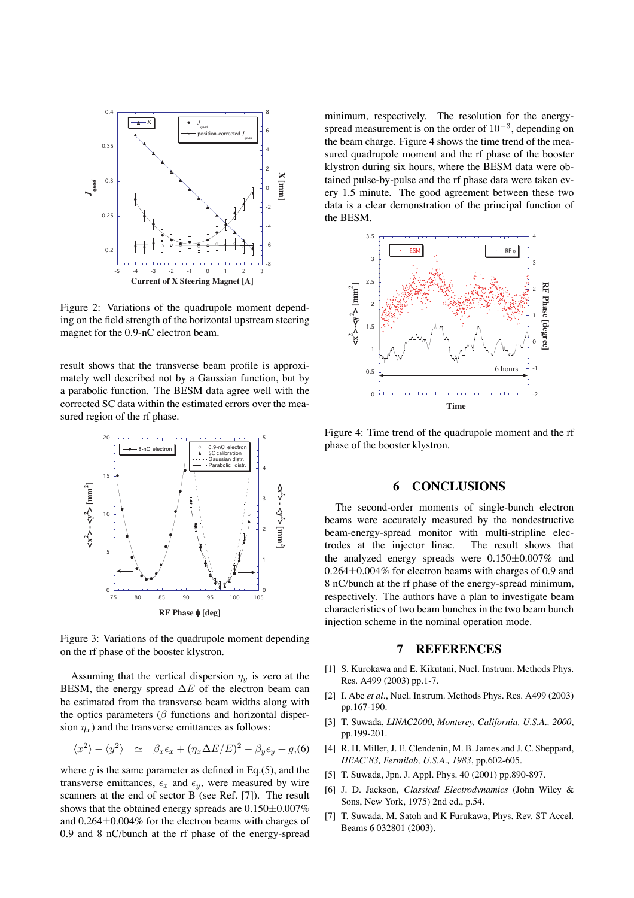0.4
0.35
0.3
0.25
0.2
$J_{quad}$
8
6
4
2
0
-2
-4
-6
-8
X [mm]
-5 -4 -3 -2 -1 0 1 2 3
Current of X Steering Magnet [A]
X
$J_{quad}$
position-corrected $J_{quad}$

Figure 2: Variations of the quadrupole moment depending on the field strength of the horizontal upstream steering magnet for the 0.9-nC electron beam.

result shows that the transverse beam profile is approximately well described not by a Gaussian function, but by a parabolic function. The BESM data agree well with the corrected SC data within the estimated errors over the measured region of the rf phase.

20
15
10
5
0
$<x^2>-<y^2>$ [mm$^2$]
5
4
3
2
1
0
$<x^2>-<y^2>$ [mm$^2$]
75 80 85 90 95 100 105
RF Phase $\phi$ [deg]
8-nC electron
0.9-nC electron
SC calibration
Gaussian distr.
Parabolic distr.

Figure 3: Variations of the quadrupole moment depending on the rf phase of the booster klystron.

Assuming that the vertical dispersion $\eta_y$ is zero at the BESM, the energy spread $\Delta E$ of the electron beam can be estimated from the transverse beam widths along with the optics parameters ($\beta$ functions and horizontal dispersion $\eta_x$) and the transverse emittances as follows:

$$\langle x^2 \rangle - \langle y^2 \rangle \quad \simeq \quad \beta_x \epsilon_x + (\eta_x \Delta E/E)^2 - \beta_y \epsilon_y + g, \quad (6)$$

where $g$ is the same parameter as defined in Eq.(5), and the transverse emittances, $\epsilon_x$ and $\epsilon_y$, were measured by wire scanners at the end of sector B (see Ref. [7]). The result shows that the obtained energy spreads are 0.150±0.007% and 0.264±0.004% for the electron beams with charges of 0.9 and 8 nC/bunch at the rf phase of the energy-spread minimum, respectively. The resolution for the energy-spread measurement is on the order of $10^{-3}$, depending on the beam charge. Figure 4 shows the time trend of the measured quadrupole moment and the rf phase of the booster klystron during six hours, where the BESM data were obtained pulse-by-pulse and the rf phase data were taken every 1.5 minute. The good agreement between these two data is a clear demonstration of the principal function of the BESM.

3.5
3
2.5
2
1.5
1
0.5
0
$<x^2>-<y^2>$ [mm$^2$]
4
3
2
1
0
-1
-2
RF Phase [degree]
ESM
RF $\phi$
6 hours
Time

Figure 4: Time trend of the quadrupole moment and the rf phase of the booster klystron.

## 6 CONCLUSIONS

The second-order moments of single-bunch electron beams were accurately measured by the nondestructive beam-energy-spread monitor with multi-stripline electrodes at the injector linac. The result shows that the analyzed energy spreads were 0.150±0.007% and 0.264±0.004% for electron beams with charges of 0.9 and 8 nC/bunch at the rf phase of the energy-spread minimum, respectively. The authors have a plan to investigate beam characteristics of two beam bunches in the two beam bunch injection scheme in the nominal operation mode.

## 7 REFERENCES

[1] S. Kurokawa and E. Kikutani, Nucl. Instrum. Methods Phys. Res. A499 (2003) pp.1-7.

[2] I. Abe *et al*., Nucl. Instrum. Methods Phys. Res. A499 (2003) pp.167-190.

[3] T. Suwada, *LINAC2000, Monterey, California, U.S.A., 2000*, pp.199-201.

[4] R. H. Miller, J. E. Clendenin, M. B. James and J. C. Sheppard, *HEAC'83, Fermilab, U.S.A., 1983*, pp.602-605.

[5] T. Suwada, Jpn. J. Appl. Phys. 40 (2001) pp.890-897.

[6] J. D. Jackson, *Classical Electrodynamics* (John Wiley & Sons, New York, 1975) 2nd ed., p.54.

[7] T. Suwada, M. Satoh and K Furukawa, Phys. Rev. ST Accel. Beams **6** 032801 (2003).